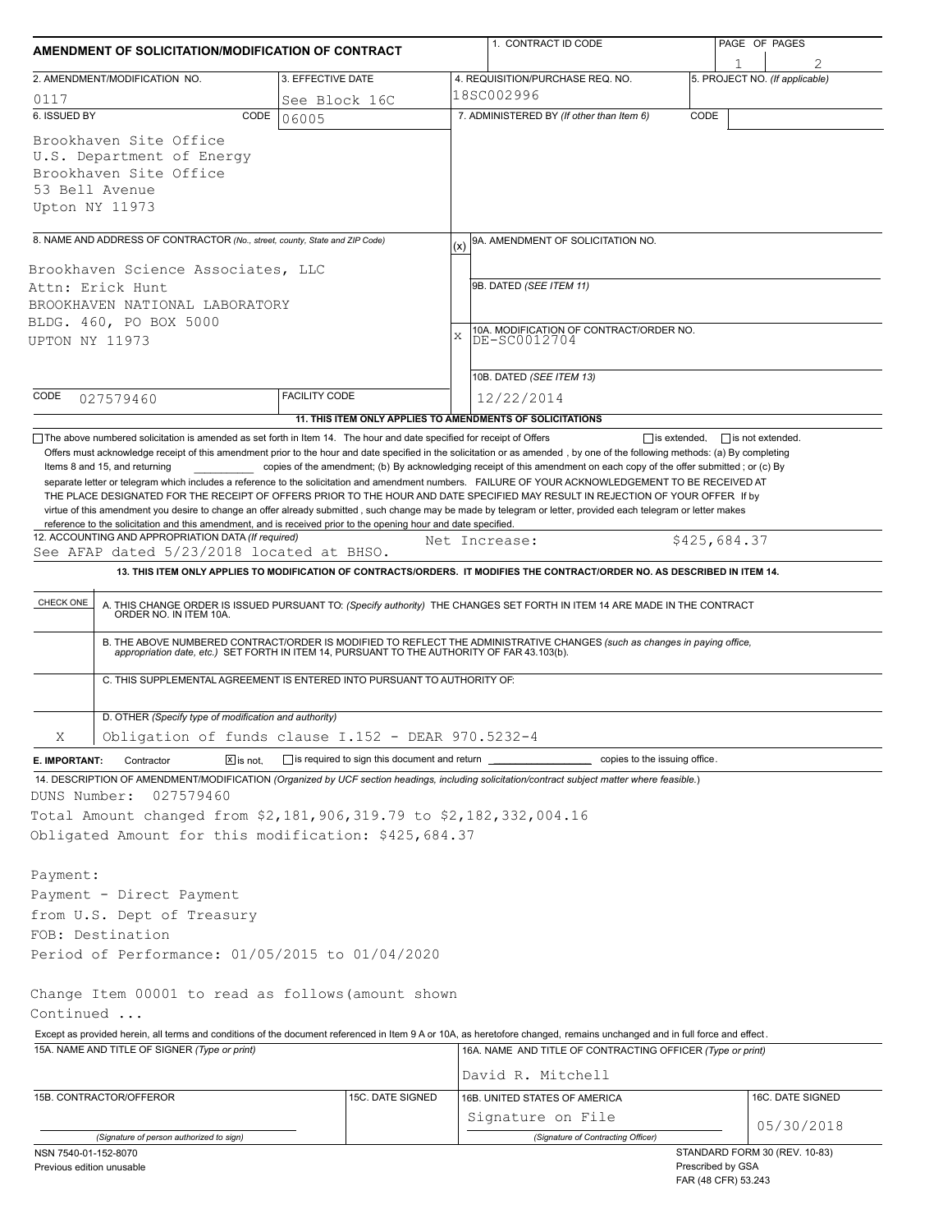# AMENDMENT OF SOLICITATION/MODIFICATION OF CONTRACT

| 1. CONTRACT ID CODE | PAGE OF PAGES |
|---|---|
| | 1 of 2 |

| 2. AMENDMENT/MODIFICATION NO. | 3. EFFECTIVE DATE | 4. REQUISITION/PURCHASE REQ. NO. | 5. PROJECT NO. (If applicable) |
|---|---|---|---|
| 0117 | See Block 16C | 18SC002996 | |

**6. ISSUED BY** CODE 06005

Brookhaven Site Office
U.S. Department of Energy
Brookhaven Site Office
53 Bell Avenue
Upton NY 11973

**7. ADMINISTERED BY** *(If other than Item 6)* CODE

**8. NAME AND ADDRESS OF CONTRACTOR** *(No., street, county, State and ZIP Code)*

Brookhaven Science Associates, LLC
Attn: Erick Hunt
BROOKHAVEN NATIONAL LABORATORY
BLDG. 460, PO BOX 5000
UPTON NY 11973

CODE 027579460 FACILITY CODE

(x) 9A. AMENDMENT OF SOLICITATION NO.

9B. DATED *(SEE ITEM 11)*

X 10A. MODIFICATION OF CONTRACT/ORDER NO.
DE-SC0012704

10B. DATED *(SEE ITEM 13)*
12/22/2014

**11. THIS ITEM ONLY APPLIES TO AMENDMENTS OF SOLICITATIONS**

☐ The above numbered solicitation is amended as set forth in Item 14. The hour and date specified for receipt of Offers ☐ is extended, ☐ is not extended.
Offers must acknowledge receipt of this amendment prior to the hour and date specified in the solicitation or as amended , by one of the following methods: (a) By completing Items 8 and 15, and returning __________ copies of the amendment; (b) By acknowledging receipt of this amendment on each copy of the offer submitted ; or (c) By separate letter or telegram which includes a reference to the solicitation and amendment numbers. FAILURE OF YOUR ACKNOWLEDGEMENT TO BE RECEIVED AT THE PLACE DESIGNATED FOR THE RECEIPT OF OFFERS PRIOR TO THE HOUR AND DATE SPECIFIED MAY RESULT IN REJECTION OF YOUR OFFER If by virtue of this amendment you desire to change an offer already submitted , such change may be made by telegram or letter, provided each telegram or letter makes reference to the solicitation and this amendment, and is received prior to the opening hour and date specified.

**12. ACCOUNTING AND APPROPRIATION DATA** *(If required)*
See AFAP dated 5/23/2018 located at BHSO. Net Increase: $425,684.37

**13. THIS ITEM ONLY APPLIES TO MODIFICATION OF CONTRACTS/ORDERS. IT MODIFIES THE CONTRACT/ORDER NO. AS DESCRIBED IN ITEM 14.**

| CHECK ONE | |
|---|---|
| | A. THIS CHANGE ORDER IS ISSUED PURSUANT TO: *(Specify authority)* THE CHANGES SET FORTH IN ITEM 14 ARE MADE IN THE CONTRACT ORDER NO. IN ITEM 10A. |
| | B. THE ABOVE NUMBERED CONTRACT/ORDER IS MODIFIED TO REFLECT THE ADMINISTRATIVE CHANGES *(such as changes in paying office, appropriation date, etc.)* SET FORTH IN ITEM 14, PURSUANT TO THE AUTHORITY OF FAR 43.103(b). |
| | C. THIS SUPPLEMENTAL AGREEMENT IS ENTERED INTO PURSUANT TO AUTHORITY OF: |
| X | D. OTHER *(Specify type of modification and authority)* Obligation of funds clause I.152 - DEAR 970.5232-4 |

**E. IMPORTANT:** Contractor ☒ is not, ☐ is required to sign this document and return __________ copies to the issuing office.

**14. DESCRIPTION OF AMENDMENT/MODIFICATION** *(Organized by UCF section headings, including solicitation/contract subject matter where feasible.)*

DUNS Number: 027579460
Total Amount changed from $2,181,906,319.79 to $2,182,332,004.16
Obligated Amount for this modification: $425,684.37

Payment:
Payment - Direct Payment
from U.S. Dept of Treasury
FOB: Destination
Period of Performance: 01/05/2015 to 01/04/2020

Change Item 00001 to read as follows(amount shown
Continued ...

Except as provided herein, all terms and conditions of the document referenced in Item 9 A or 10A, as heretofore changed, remains unchanged and in full force and effect.

| 15A. NAME AND TITLE OF SIGNER *(Type or print)* | | 16A. NAME AND TITLE OF CONTRACTING OFFICER *(Type or print)* | |
|---|---|---|---|
| | | David R. Mitchell | |
| **15B. CONTRACTOR/OFFEROR** | **15C. DATE SIGNED** | **16B. UNITED STATES OF AMERICA** | **16C. DATE SIGNED** |
| *(Signature of person authorized to sign)* | | Signature on File *(Signature of Contracting Officer)* | 05/30/2018 |

NSN 7540-01-152-8070
Previous edition unusable

STANDARD FORM 30 (REV. 10-83)
Prescribed by GSA
FAR (48 CFR) 53.243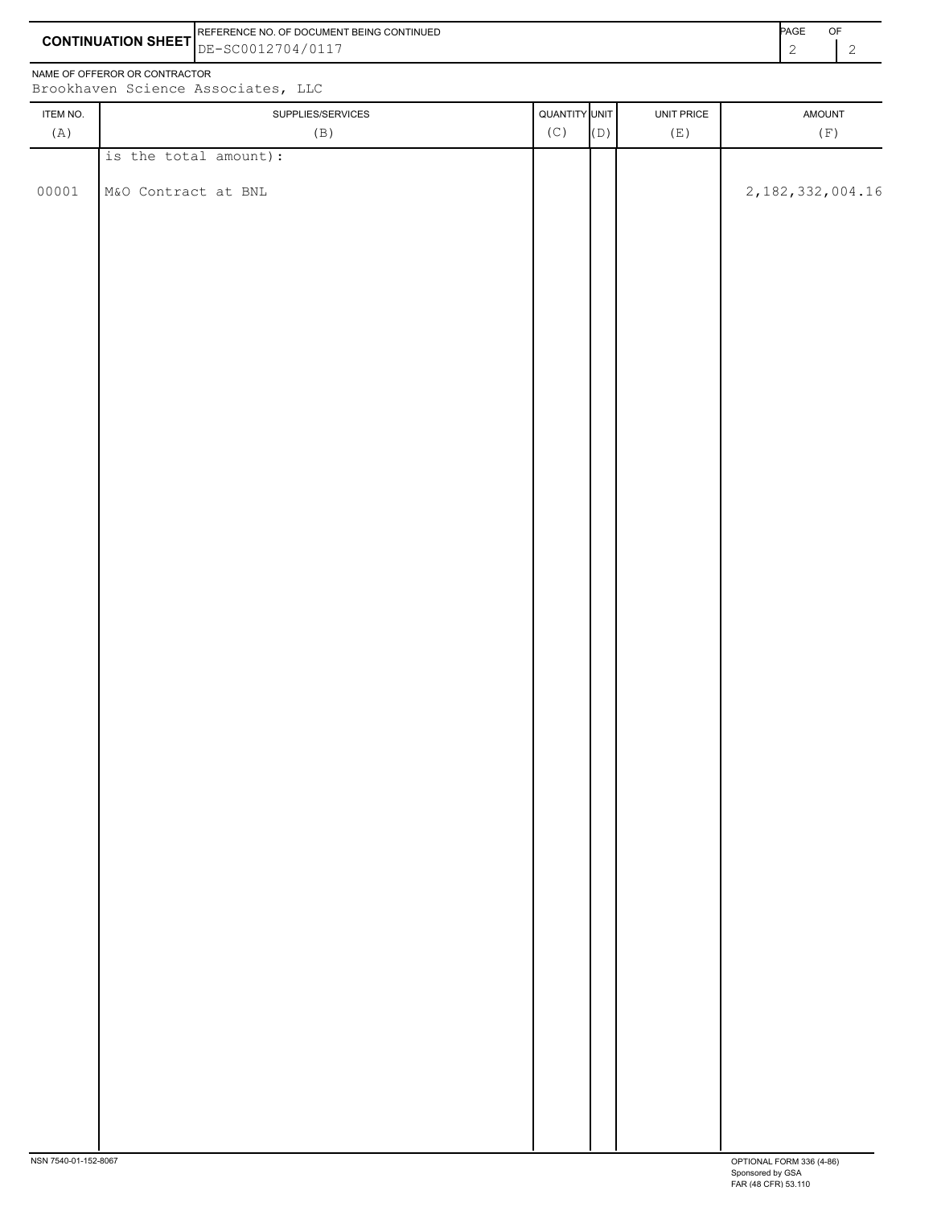**CONTINUATION SHEET**

REFERENCE NO. OF DOCUMENT BEING CONTINUED: DE-SC0012704/0117

NAME OF OFFEROR OR CONTRACTOR: Brookhaven Science Associates, LLC

| ITEM NO. (A) | SUPPLIES/SERVICES (B) | QUANTITY (C) | UNIT (D) | UNIT PRICE (E) | AMOUNT (F) |
|---|---|---|---|---|---|
| | is the total amount): | | | | |
| 00001 | M&O Contract at BNL | | | | 2,182,332,004.16 |

NSN 7540-01-152-8067

OPTIONAL FORM 336 (4-86)
Sponsored by GSA
FAR (48 CFR) 53.110